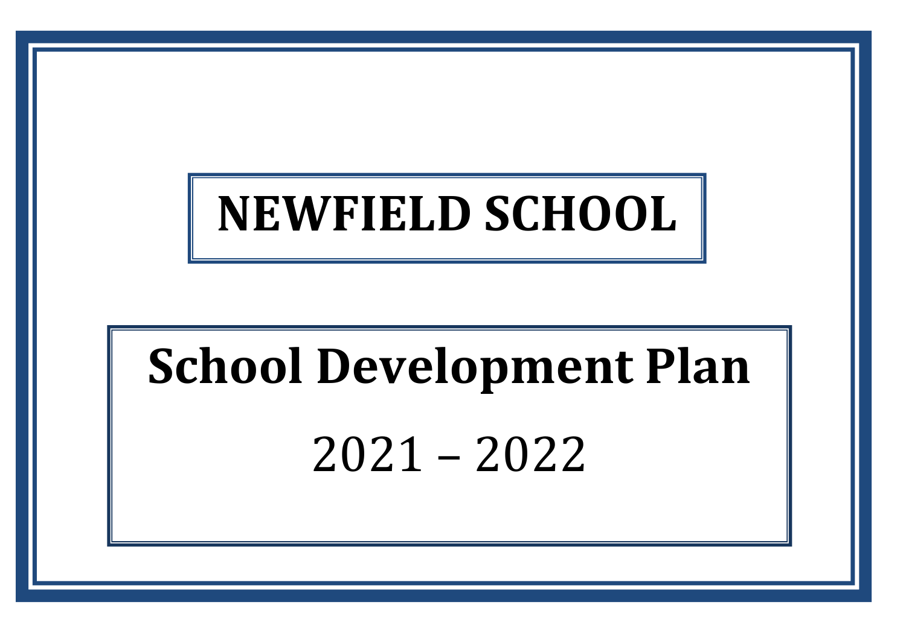# NEWFIELD SCHOOL

# School Development Plan

2021 – 2022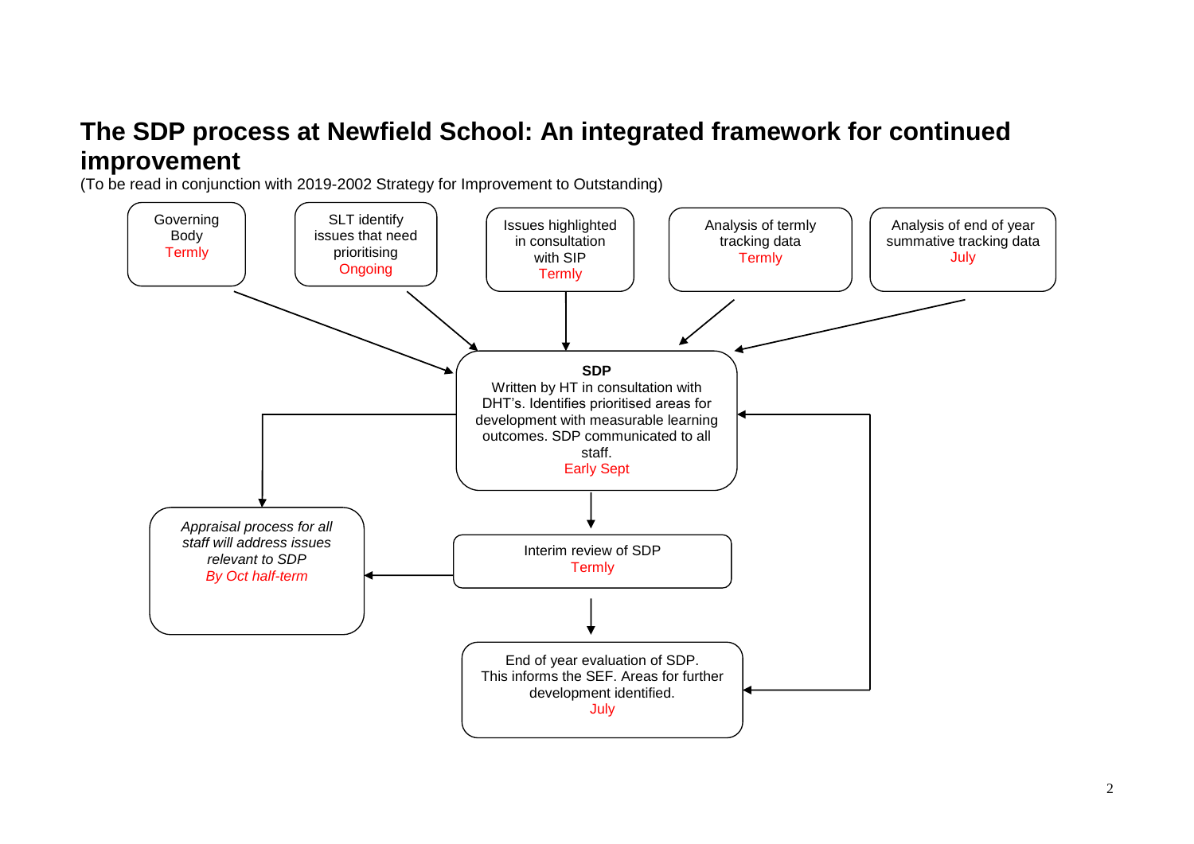# The SDP process at Newfield School: An integrated framework for continued improvement

(To be read in conjunction with 2019-2002 Strategy for Improvement to Outstanding)

Governing Body
Termly

SLT identify issues that need prioritising
Ongoing

Issues highlighted in consultation with SIP
Termly

Analysis of termly tracking data
Termly

Analysis of end of year summative tracking data
July

**SDP**
Written by HT in consultation with DHT's. Identifies prioritised areas for development with measurable learning outcomes. SDP communicated to all staff.
Early Sept

*Appraisal process for all staff will address issues relevant to SDP*
*By Oct half-term*

Interim review of SDP
Termly

End of year evaluation of SDP. This informs the SEF. Areas for further development identified.
July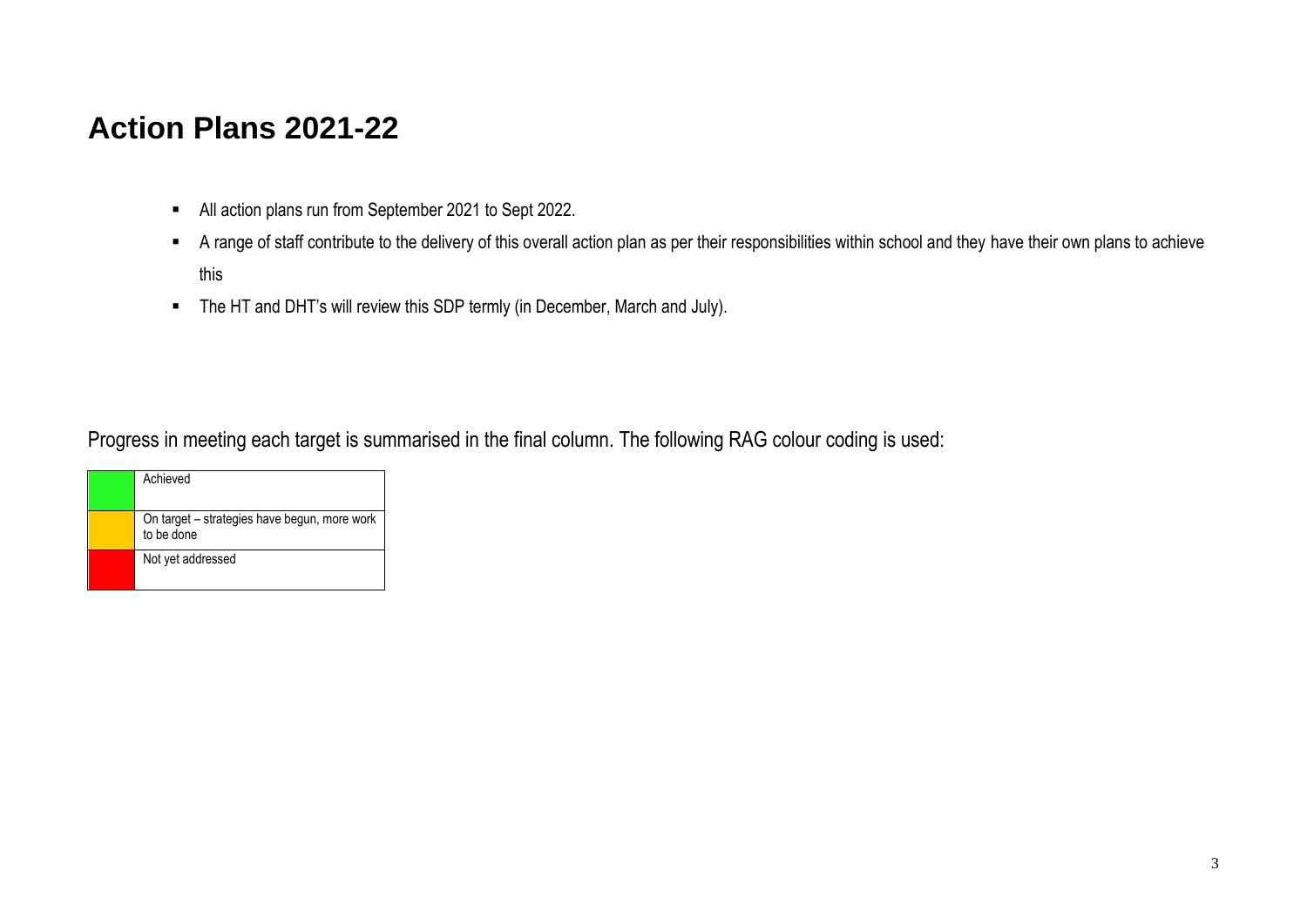# Action Plans 2021-22

- All action plans run from September 2021 to Sept 2022.
- A range of staff contribute to the delivery of this overall action plan as per their responsibilities within school and they have their own plans to achieve this
- The HT and DHT's will review this SDP termly (in December, March and July).

Progress in meeting each target is summarised in the final column. The following RAG colour coding is used:

| Colour | Meaning |
|---|---|
| Green | Achieved |
| Amber | On target – strategies have begun, more work to be done |
| Red | Not yet addressed |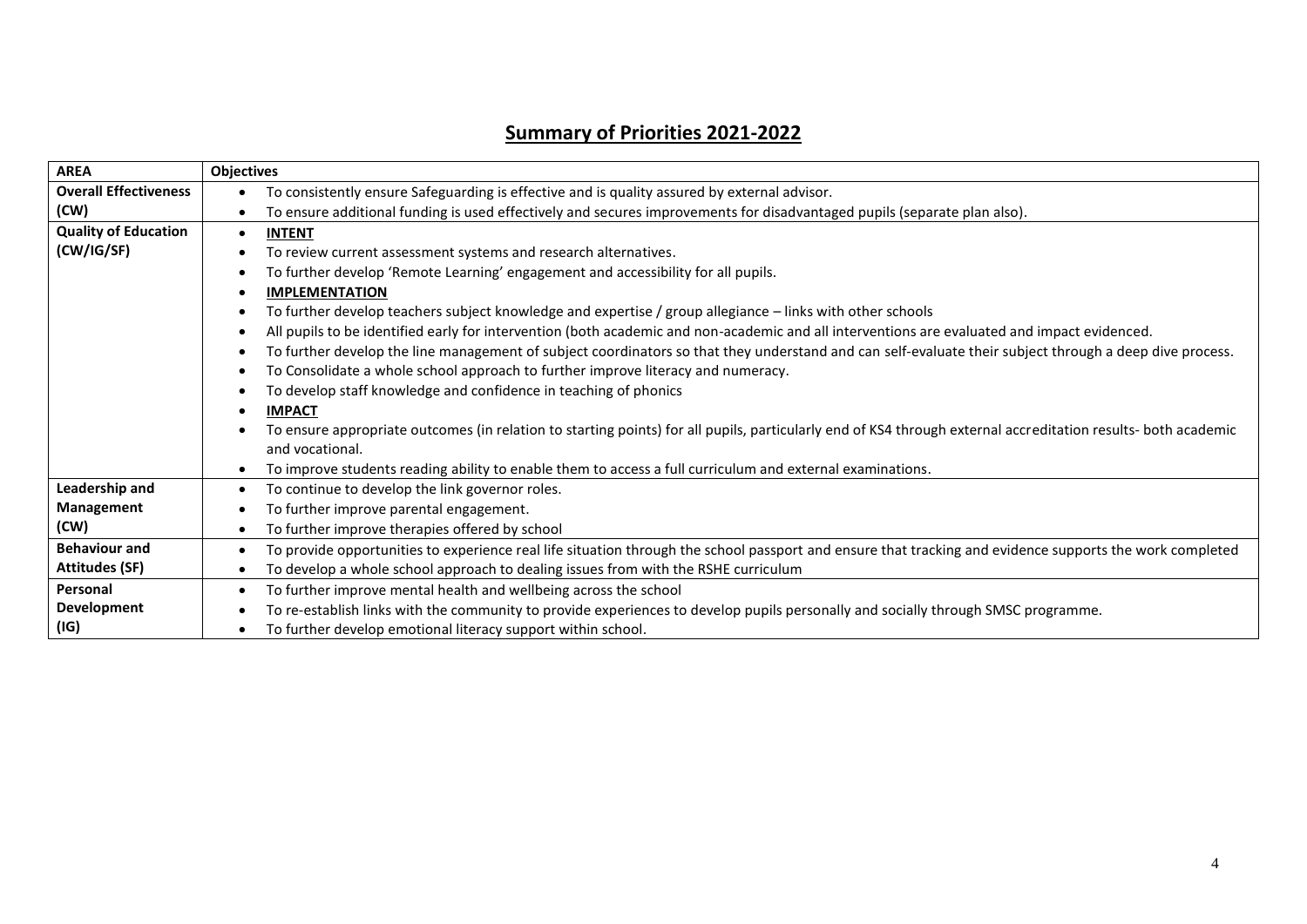# Summary of Priorities 2021-2022

| AREA | Objectives |
|---|---|
| **Overall Effectiveness (CW)** | • To consistently ensure Safeguarding is effective and is quality assured by external advisor.<br>• To ensure additional funding is used effectively and secures improvements for disadvantaged pupils (separate plan also). |
| **Quality of Education (CW/IG/SF)** | • **INTENT**<br>• To review current assessment systems and research alternatives.<br>• To further develop 'Remote Learning' engagement and accessibility for all pupils.<br>• **IMPLEMENTATION**<br>• To further develop teachers subject knowledge and expertise / group allegiance – links with other schools<br>• All pupils to be identified early for intervention (both academic and non-academic and all interventions are evaluated and impact evidenced.<br>• To further develop the line management of subject coordinators so that they understand and can self-evaluate their subject through a deep dive process.<br>• To Consolidate a whole school approach to further improve literacy and numeracy.<br>• To develop staff knowledge and confidence in teaching of phonics<br>• **IMPACT**<br>• To ensure appropriate outcomes (in relation to starting points) for all pupils, particularly end of KS4 through external accreditation results- both academic and vocational.<br>• To improve students reading ability to enable them to access a full curriculum and external examinations. |
| **Leadership and Management (CW)** | • To continue to develop the link governor roles.<br>• To further improve parental engagement.<br>• To further improve therapies offered by school |
| **Behaviour and Attitudes (SF)** | • To provide opportunities to experience real life situation through the school passport and ensure that tracking and evidence supports the work completed<br>• To develop a whole school approach to dealing issues from with the RSHE curriculum |
| **Personal Development (IG)** | • To further improve mental health and wellbeing across the school<br>• To re-establish links with the community to provide experiences to develop pupils personally and socially through SMSC programme.<br>• To further develop emotional literacy support within school. |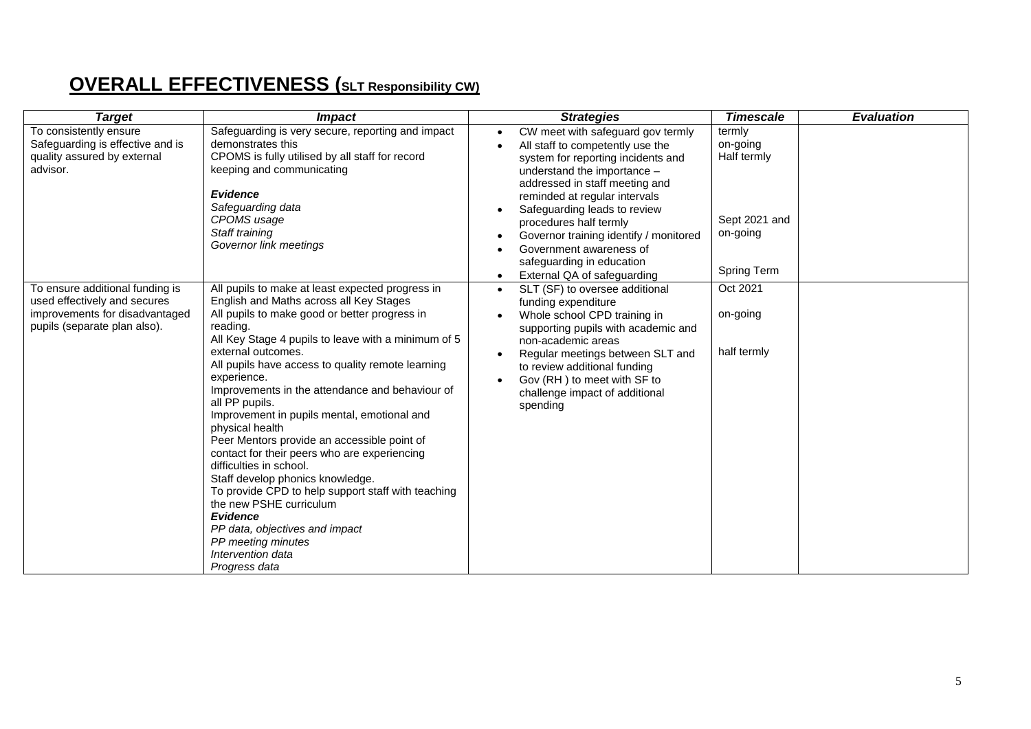# OVERALL EFFECTIVENESS (SLT Responsibility CW)

| *Target* | *Impact* | *Strategies* | *Timescale* | *Evaluation* |
|---|---|---|---|---|
| To consistently ensure Safeguarding is effective and is quality assured by external advisor. | Safeguarding is very secure, reporting and impact demonstrates this<br>CPOMS is fully utilised by all staff for record keeping and communicating<br><br>***Evidence***<br>*Safeguarding data*<br>*CPOMS usage*<br>*Staff training*<br>*Governor link meetings* | • CW meet with safeguard gov termly<br>• All staff to competently use the system for reporting incidents and understand the importance – addressed in staff meeting and reminded at regular intervals<br>• Safeguarding leads to review procedures half termly<br>• Governor training identify / monitored<br>• Government awareness of safeguarding in education<br>• External QA of safeguarding | termly<br>on-going<br>Half termly<br><br><br><br>Sept 2021 and on-going<br><br>Spring Term | |
| To ensure additional funding is used effectively and secures improvements for disadvantaged pupils (separate plan also). | All pupils to make at least expected progress in English and Maths across all Key Stages<br>All pupils to make good or better progress in reading.<br>All Key Stage 4 pupils to leave with a minimum of 5 external outcomes.<br>All pupils have access to quality remote learning experience.<br>Improvements in the attendance and behaviour of all PP pupils.<br>Improvement in pupils mental, emotional and physical health<br>Peer Mentors provide an accessible point of contact for their peers who are experiencing difficulties in school.<br>Staff develop phonics knowledge.<br>To provide CPD to help support staff with teaching the new PSHE curriculum<br>***Evidence***<br>*PP data, objectives and impact*<br>*PP meeting minutes*<br>*Intervention data*<br>*Progress data* | • SLT (SF) to oversee additional funding expenditure<br>• Whole school CPD training in supporting pupils with academic and non-academic areas<br>• Regular meetings between SLT and to review additional funding<br>• Gov (RH ) to meet with SF to challenge impact of additional spending | Oct 2021<br><br>on-going<br><br>half termly | |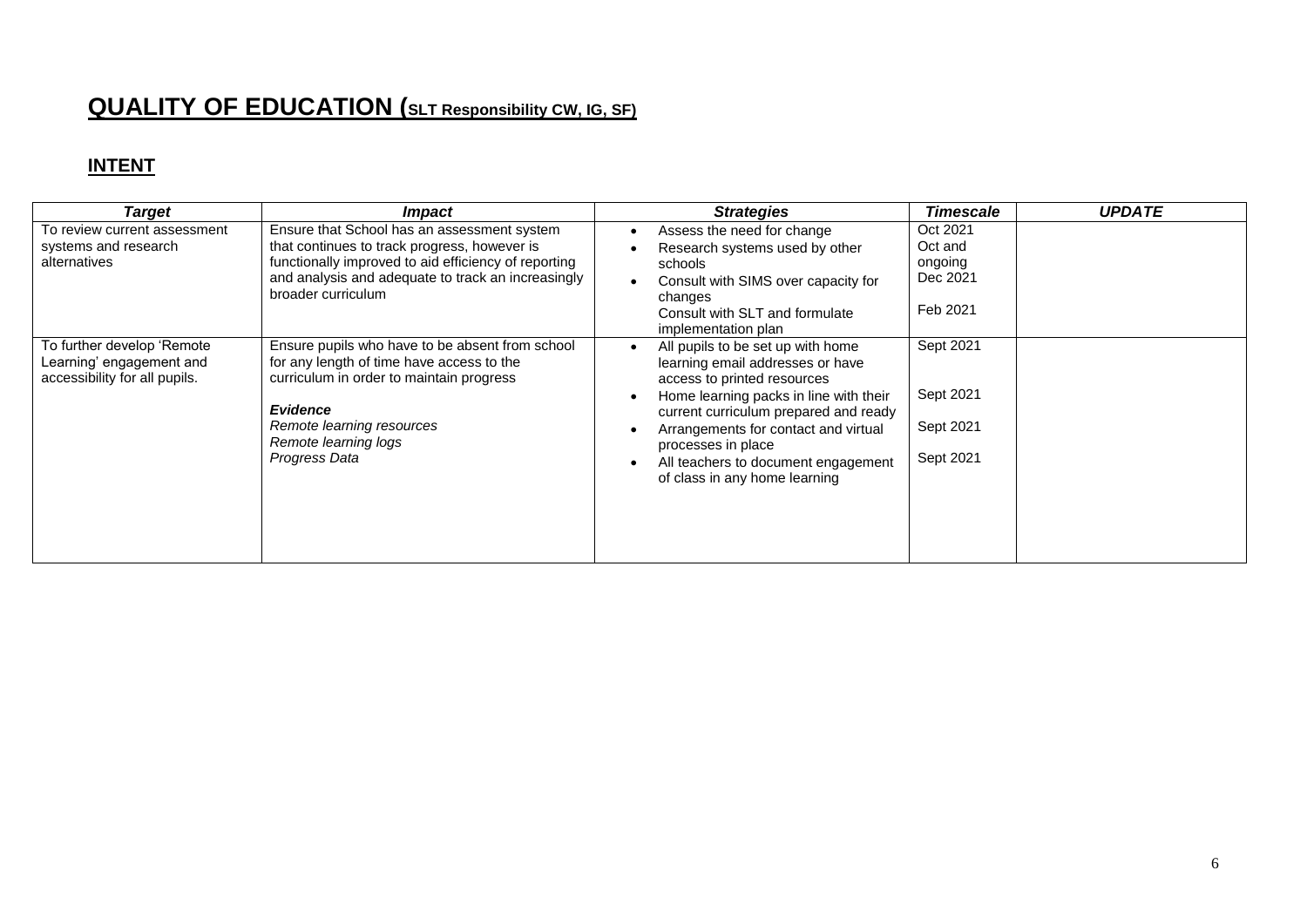# QUALITY OF EDUCATION (SLT Responsibility CW, IG, SF)

## INTENT

| *Target* | *Impact* | *Strategies* | *Timescale* | *UPDATE* |
|---|---|---|---|---|
| To review current assessment systems and research alternatives | Ensure that School has an assessment system that continues to track progress, however is functionally improved to aid efficiency of reporting and analysis and adequate to track an increasingly broader curriculum | • Assess the need for change<br>• Research systems used by other schools<br>• Consult with SIMS over capacity for changes<br>Consult with SLT and formulate implementation plan | Oct 2021<br>Oct and ongoing<br>Dec 2021<br><br>Feb 2021 | |
| To further develop 'Remote Learning' engagement and accessibility for all pupils. | Ensure pupils who have to be absent from school for any length of time have access to the curriculum in order to maintain progress<br><br>***Evidence***<br>*Remote learning resources*<br>*Remote learning logs*<br>*Progress Data* | • All pupils to be set up with home learning email addresses or have access to printed resources<br>• Home learning packs in line with their current curriculum prepared and ready<br>• Arrangements for contact and virtual processes in place<br>• All teachers to document engagement of class in any home learning | Sept 2021<br><br>Sept 2021<br><br>Sept 2021<br><br>Sept 2021 | |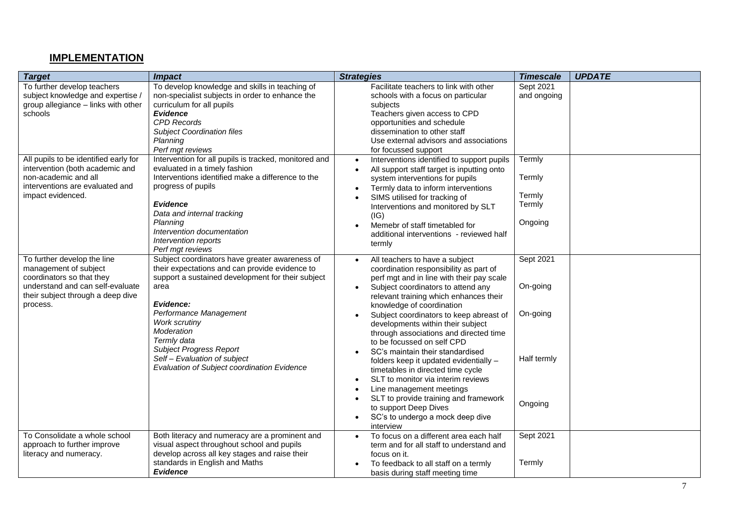## IMPLEMENTATION

| *Target* | *Impact* | *Strategies* | *Timescale* | *UPDATE* |
|---|---|---|---|---|
| To further develop teachers subject knowledge and expertise / group allegiance – links with other schools | To develop knowledge and skills in teaching of non-specialist subjects in order to enhance the curriculum for all pupils<br>***Evidence***<br>*CPD Records*<br>*Subject Coordination files*<br>*Planning*<br>*Perf mgt reviews* | Facilitate teachers to link with other schools with a focus on particular subjects<br>Teachers given access to CPD opportunities and schedule dissemination to other staff<br>Use external advisors and associations for focussed support | Sept 2021 and ongoing | |
| All pupils to be identified early for intervention (both academic and non-academic and all interventions are evaluated and impact evidenced. | Intervention for all pupils is tracked, monitored and evaluated in a timely fashion<br>Interventions identified make a difference to the progress of pupils<br><br>***Evidence***<br>*Data and internal tracking*<br>*Planning*<br>*Intervention documentation*<br>*Intervention reports*<br>*Perf mgt reviews* | • Interventions identified to support pupils<br>• All support staff target is inputting onto system interventions for pupils<br>• Termly data to inform interventions<br>• SIMS utilised for tracking of Interventions and monitored by SLT (IG)<br>• Memebr of staff timetabled for additional interventions - reviewed half termly | Termly<br><br>Termly<br><br>Termly<br>Termly<br><br>Ongoing | |
| To further develop the line management of subject coordinators so that they understand and can self-evaluate their subject through a deep dive process. | Subject coordinators have greater awareness of their expectations and can provide evidence to support a sustained development for their subject area<br><br>***Evidence:***<br>*Performance Management*<br>*Work scrutiny*<br>*Moderation*<br>*Termly data*<br>*Subject Progress Report*<br>*Self – Evaluation of subject*<br>*Evaluation of Subject coordination Evidence* | • All teachers to have a subject coordination responsibility as part of perf mgt and in line with their pay scale<br>• Subject coordinators to attend any relevant training which enhances their knowledge of coordination<br>• Subject coordinators to keep abreast of developments within their subject through associations and directed time to be focussed on self CPD<br>• SC's maintain their standardised folders keep it updated evidentially – timetables in directed time cycle<br>• SLT to monitor via interim reviews<br>• Line management meetings<br>• SLT to provide training and framework to support Deep Dives<br>• SC's to undergo a mock deep dive interview | Sept 2021<br><br>On-going<br><br>On-going<br><br>Half termly<br><br>Ongoing | |
| To Consolidate a whole school approach to further improve literacy and numeracy. | Both literacy and numeracy are a prominent and visual aspect throughout school and pupils develop across all key stages and raise their standards in English and Maths<br>***Evidence*** | • To focus on a different area each half term and for all staff to understand and focus on it.<br>• To feedback to all staff on a termly basis during staff meeting time | Sept 2021<br><br>Termly | |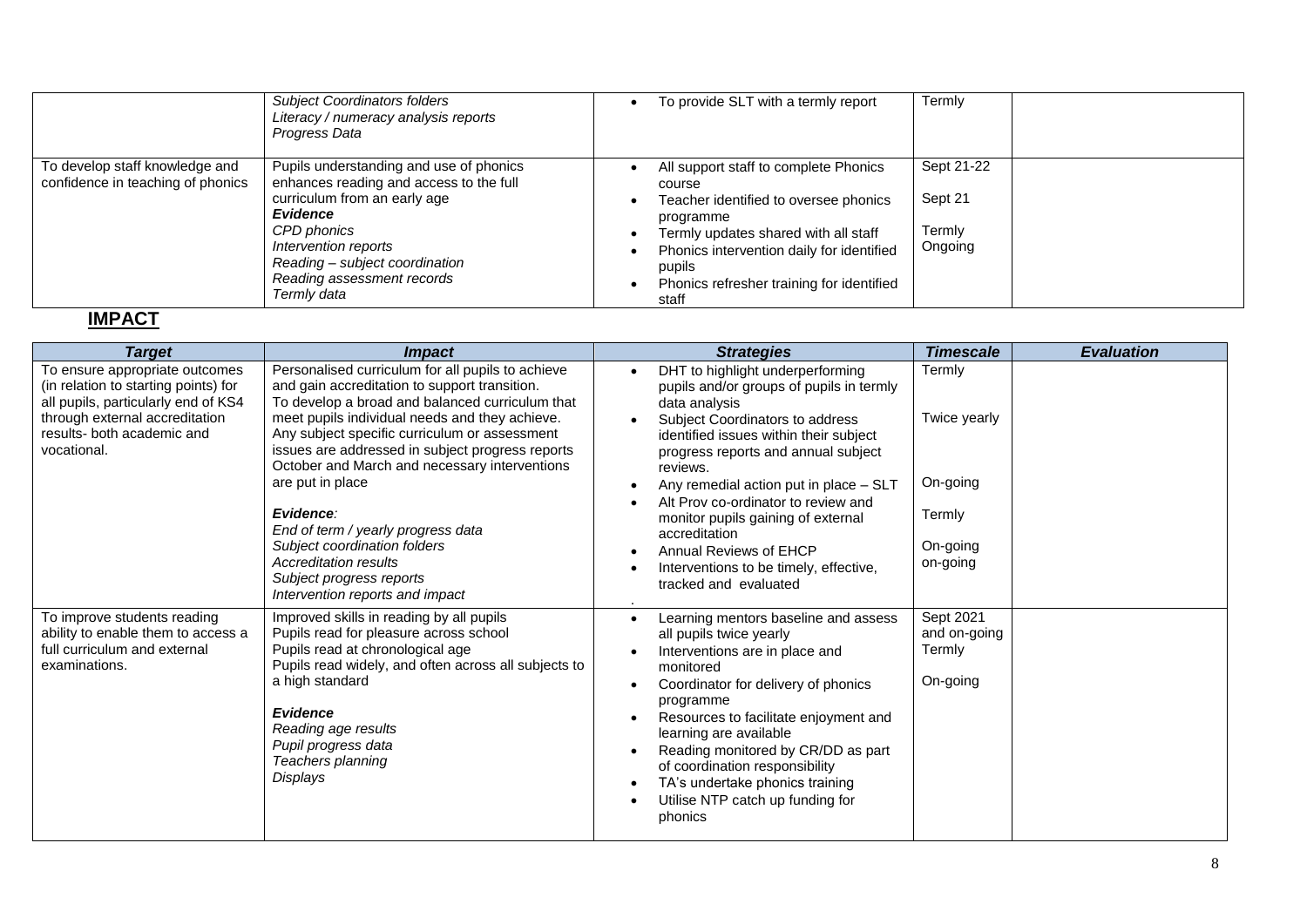| | | | | |
|---|---|---|---|---|
| | *Subject Coordinators folders*<br>*Literacy / numeracy analysis reports*<br>*Progress Data* | • To provide SLT with a termly report | Termly | |
| To develop staff knowledge and confidence in teaching of phonics | Pupils understanding and use of phonics enhances reading and access to the full curriculum from an early age<br>***Evidence***<br>*CPD phonics*<br>*Intervention reports*<br>*Reading – subject coordination*<br>*Reading assessment records*<br>*Termly data* | • All support staff to complete Phonics course<br>• Teacher identified to oversee phonics programme<br>• Termly updates shared with all staff<br>• Phonics intervention daily for identified pupils<br>• Phonics refresher training for identified staff | Sept 21-22<br><br>Sept 21<br><br>Termly<br>Ongoing | |

## IMPACT

| *Target* | *Impact* | *Strategies* | *Timescale* | *Evaluation* |
|---|---|---|---|---|
| To ensure appropriate outcomes (in relation to starting points) for all pupils, particularly end of KS4 through external accreditation results- both academic and vocational. | Personalised curriculum for all pupils to achieve and gain accreditation to support transition.<br>To develop a broad and balanced curriculum that meet pupils individual needs and they achieve.<br>Any subject specific curriculum or assessment issues are addressed in subject progress reports October and March and necessary interventions are put in place<br><br>***Evidence:***<br>*End of term / yearly progress data*<br>*Subject coordination folders*<br>*Accreditation results*<br>*Subject progress reports*<br>*Intervention reports and impact* | • DHT to highlight underperforming pupils and/or groups of pupils in termly data analysis<br>• Subject Coordinators to address identified issues within their subject progress reports and annual subject reviews.<br>• Any remedial action put in place – SLT<br>• Alt Prov co-ordinator to review and monitor pupils gaining of external accreditation<br>• Annual Reviews of EHCP<br>• Interventions to be timely, effective, tracked and evaluated<br>. | Termly<br><br>Twice yearly<br><br>On-going<br><br>Termly<br><br>On-going<br>on-going | |
| To improve students reading ability to enable them to access a full curriculum and external examinations. | Improved skills in reading by all pupils<br>Pupils read for pleasure across school<br>Pupils read at chronological age<br>Pupils read widely, and often across all subjects to a high standard<br><br>***Evidence***<br>*Reading age results*<br>*Pupil progress data*<br>*Teachers planning*<br>*Displays* | • Learning mentors baseline and assess all pupils twice yearly<br>• Interventions are in place and monitored<br>• Coordinator for delivery of phonics programme<br>• Resources to facilitate enjoyment and learning are available<br>• Reading monitored by CR/DD as part of coordination responsibility<br>• TA's undertake phonics training<br>• Utilise NTP catch up funding for phonics | Sept 2021 and on-going<br>Termly<br><br>On-going | |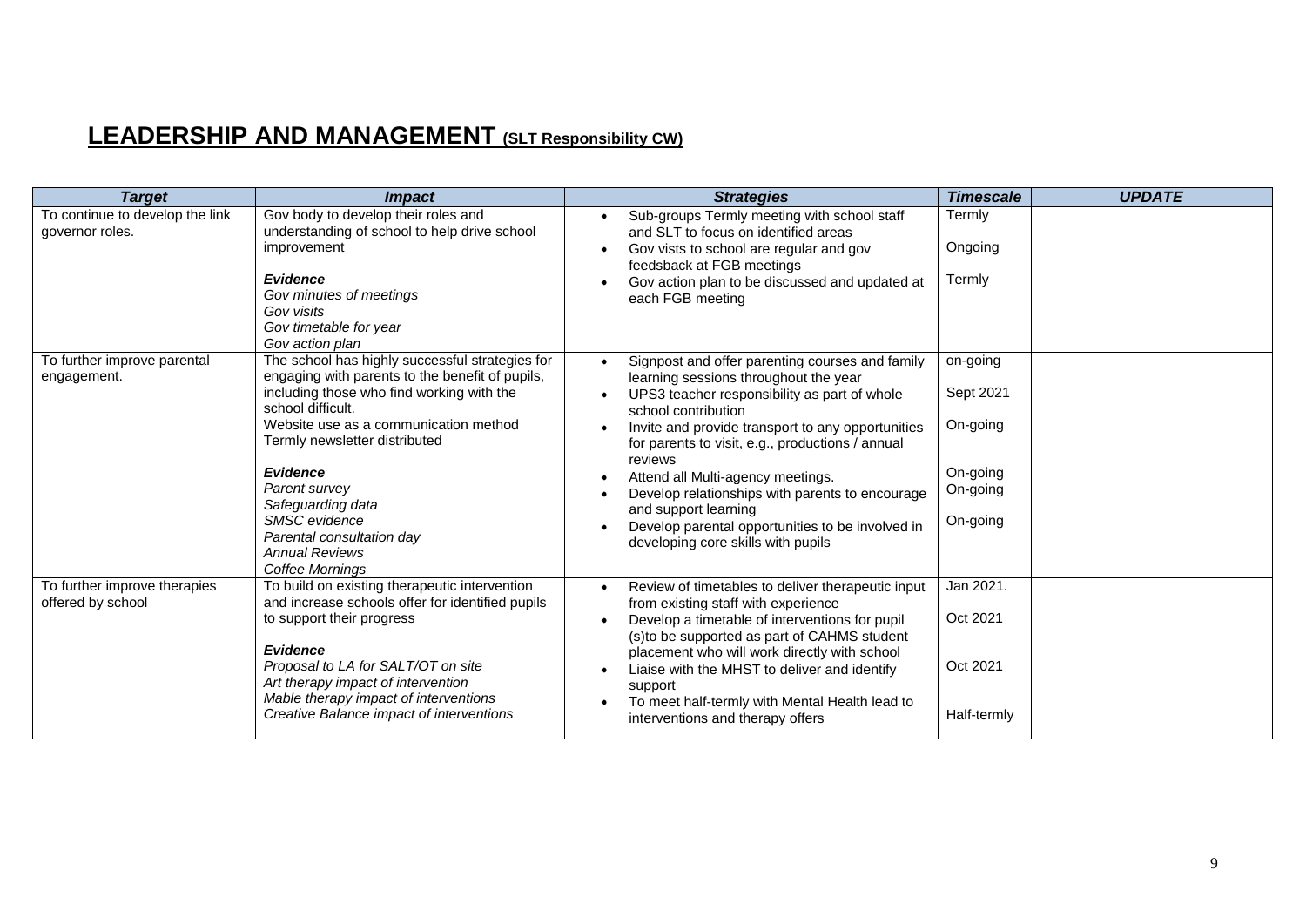# LEADERSHIP AND MANAGEMENT (SLT Responsibility CW)

| ***Target*** | ***Impact*** | ***Strategies*** | ***Timescale*** | ***UPDATE*** |
|---|---|---|---|---|
| To continue to develop the link governor roles. | Gov body to develop their roles and understanding of school to help drive school improvement<br><br>***Evidence***<br>*Gov minutes of meetings*<br>*Gov visits*<br>*Gov timetable for year*<br>*Gov action plan* | • Sub-groups Termly meeting with school staff and SLT to focus on identified areas<br>• Gov vists to school are regular and gov feedsback at FGB meetings<br>• Gov action plan to be discussed and updated at each FGB meeting | Termly<br><br>Ongoing<br><br>Termly | |
| To further improve parental engagement. | The school has highly successful strategies for engaging with parents to the benefit of pupils, including those who find working with the school difficult.<br>Website use as a communication method<br>Termly newsletter distributed<br><br>***Evidence***<br>*Parent survey*<br>*Safeguarding data*<br>*SMSC evidence*<br>*Parental consultation day*<br>*Annual Reviews*<br>*Coffee Mornings* | • Signpost and offer parenting courses and family learning sessions throughout the year<br>• UPS3 teacher responsibility as part of whole school contribution<br>• Invite and provide transport to any opportunities for parents to visit, e.g., productions / annual reviews<br>• Attend all Multi-agency meetings.<br>• Develop relationships with parents to encourage and support learning<br>• Develop parental opportunities to be involved in developing core skills with pupils | on-going<br><br>Sept 2021<br><br>On-going<br><br>On-going<br>On-going<br><br>On-going | |
| To further improve therapies offered by school | To build on existing therapeutic intervention and increase schools offer for identified pupils to support their progress<br><br>***Evidence***<br>*Proposal to LA for SALT/OT on site*<br>*Art therapy impact of intervention*<br>*Mable therapy impact of interventions*<br>*Creative Balance impact of interventions* | • Review of timetables to deliver therapeutic input from existing staff with experience<br>• Develop a timetable of interventions for pupil (s)to be supported as part of CAHMS student placement who will work directly with school<br>• Liaise with the MHST to deliver and identify support<br>• To meet half-termly with Mental Health lead to interventions and therapy offers | Jan 2021.<br><br>Oct 2021<br><br>Oct 2021<br><br>Half-termly | |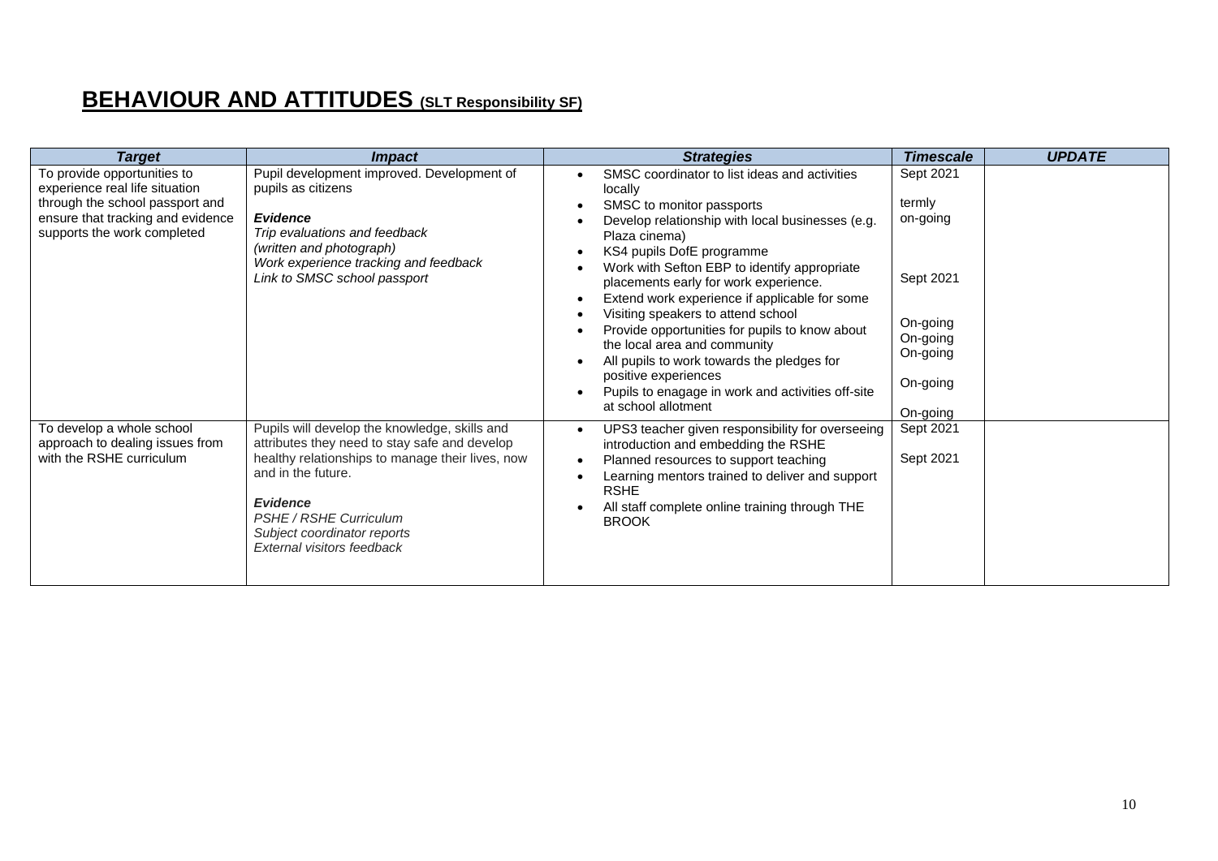# **BEHAVIOUR AND ATTITUDES** (SLT Responsibility SF)

| *Target* | *Impact* | *Strategies* | *Timescale* | *UPDATE* |
|---|---|---|---|---|
| To provide opportunities to experience real life situation through the school passport and ensure that tracking and evidence supports the work completed | Pupil development improved. Development of pupils as citizens<br><br>***Evidence***<br>*Trip evaluations and feedback*<br>*(written and photograph)*<br>*Work experience tracking and feedback*<br>*Link to SMSC school passport* | • SMSC coordinator to list ideas and activities locally<br>• SMSC to monitor passports<br>• Develop relationship with local businesses (e.g. Plaza cinema)<br>• KS4 pupils DofE programme<br>• Work with Sefton EBP to identify appropriate placements early for work experience.<br>• Extend work experience if applicable for some<br>• Visiting speakers to attend school<br>• Provide opportunities for pupils to know about the local area and community<br>• All pupils to work towards the pledges for positive experiences<br>• Pupils to enagage in work and activities off-site at school allotment | Sept 2021<br><br>termly<br>on-going<br><br>Sept 2021<br><br>On-going<br>On-going<br>On-going<br><br>On-going<br><br>On-going | |
| To develop a whole school approach to dealing issues from with the RSHE curriculum | Pupils will develop the knowledge, skills and attributes they need to stay safe and develop healthy relationships to manage their lives, now and in the future.<br><br>***Evidence***<br>*PSHE / RSHE Curriculum*<br>*Subject coordinator reports*<br>*External visitors feedback* | • UPS3 teacher given responsibility for overseeing introduction and embedding the RSHE<br>• Planned resources to support teaching<br>• Learning mentors trained to deliver and support RSHE<br>• All staff complete online training through THE BROOK | Sept 2021<br><br>Sept 2021 | |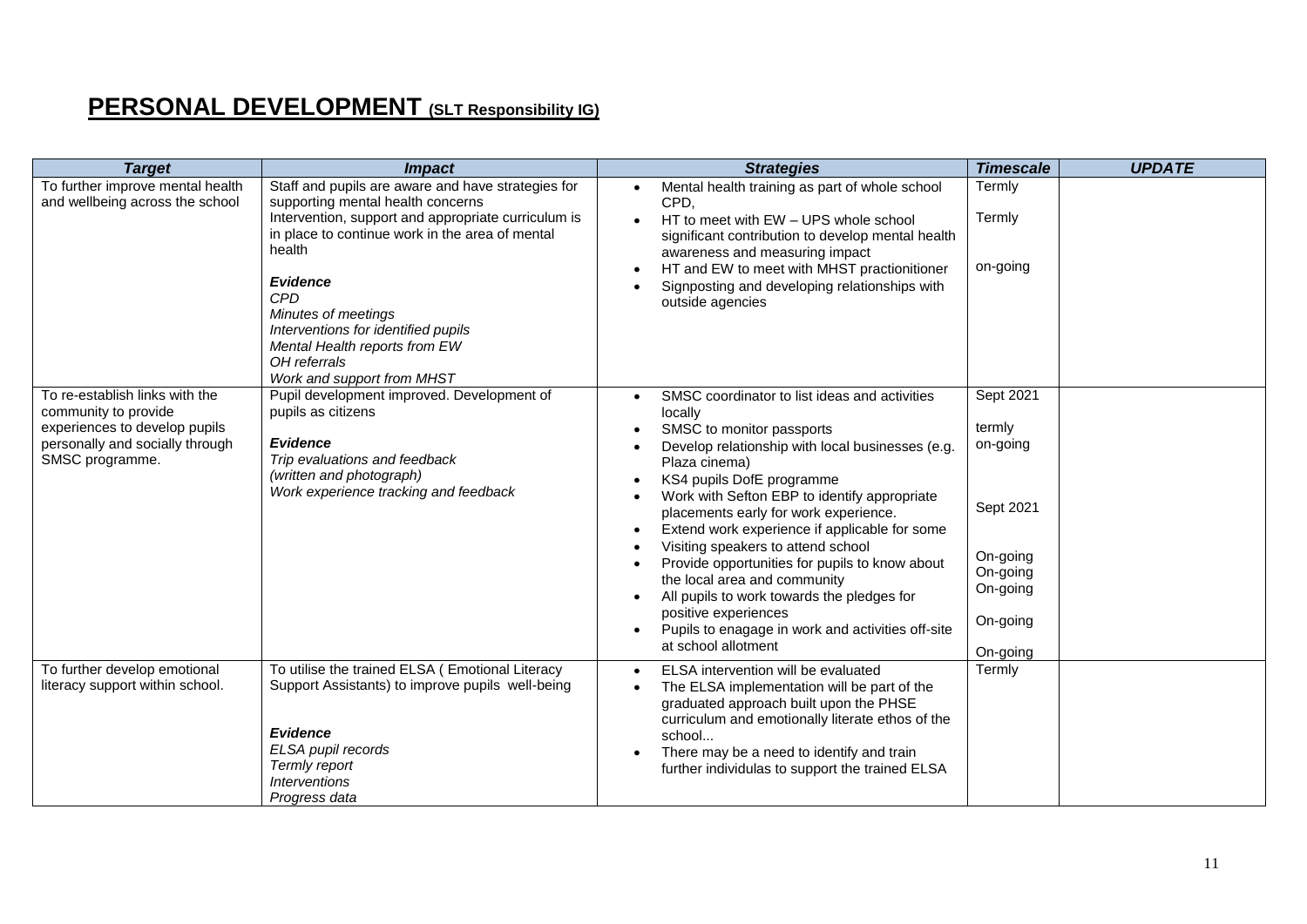# PERSONAL DEVELOPMENT (SLT Responsibility IG)

| *Target* | *Impact* | *Strategies* | *Timescale* | *UPDATE* |
|---|---|---|---|---|
| To further improve mental health and wellbeing across the school | Staff and pupils are aware and have strategies for supporting mental health concerns<br>Intervention, support and appropriate curriculum is in place to continue work in the area of mental health<br><br>***Evidence***<br>*CPD*<br>*Minutes of meetings*<br>*Interventions for identified pupils*<br>*Mental Health reports from EW*<br>*OH referrals*<br>*Work and support from MHST* | • Mental health training as part of whole school CPD,<br>• HT to meet with EW – UPS whole school significant contribution to develop mental health awareness and measuring impact<br>• HT and EW to meet with MHST practionitioner<br>• Signposting and developing relationships with outside agencies | Termly<br><br>Termly<br><br>on-going | |
| To re-establish links with the community to provide experiences to develop pupils personally and socially through SMSC programme. | Pupil development improved. Development of pupils as citizens<br><br>***Evidence***<br>*Trip evaluations and feedback (written and photograph)*<br>*Work experience tracking and feedback* | • SMSC coordinator to list ideas and activities locally<br>• SMSC to monitor passports<br>• Develop relationship with local businesses (e.g. Plaza cinema)<br>• KS4 pupils DofE programme<br>• Work with Sefton EBP to identify appropriate placements early for work experience.<br>• Extend work experience if applicable for some<br>• Visiting speakers to attend school<br>• Provide opportunities for pupils to know about the local area and community<br>• All pupils to work towards the pledges for positive experiences<br>• Pupils to enagage in work and activities off-site at school allotment | Sept 2021<br><br>termly<br>on-going<br><br>Sept 2021<br><br>On-going<br>On-going<br>On-going<br><br>On-going<br><br>On-going | |
| To further develop emotional literacy support within school. | To utilise the trained ELSA ( Emotional Literacy Support Assistants) to improve pupils well-being<br><br>***Evidence***<br>*ELSA pupil records*<br>*Termly report*<br>*Interventions*<br>*Progress data* | • ELSA intervention will be evaluated<br>• The ELSA implementation will be part of the graduated approach built upon the PHSE curriculum and emotionally literate ethos of the school...<br>• There may be a need to identify and train further individulas to support the trained ELSA | Termly | |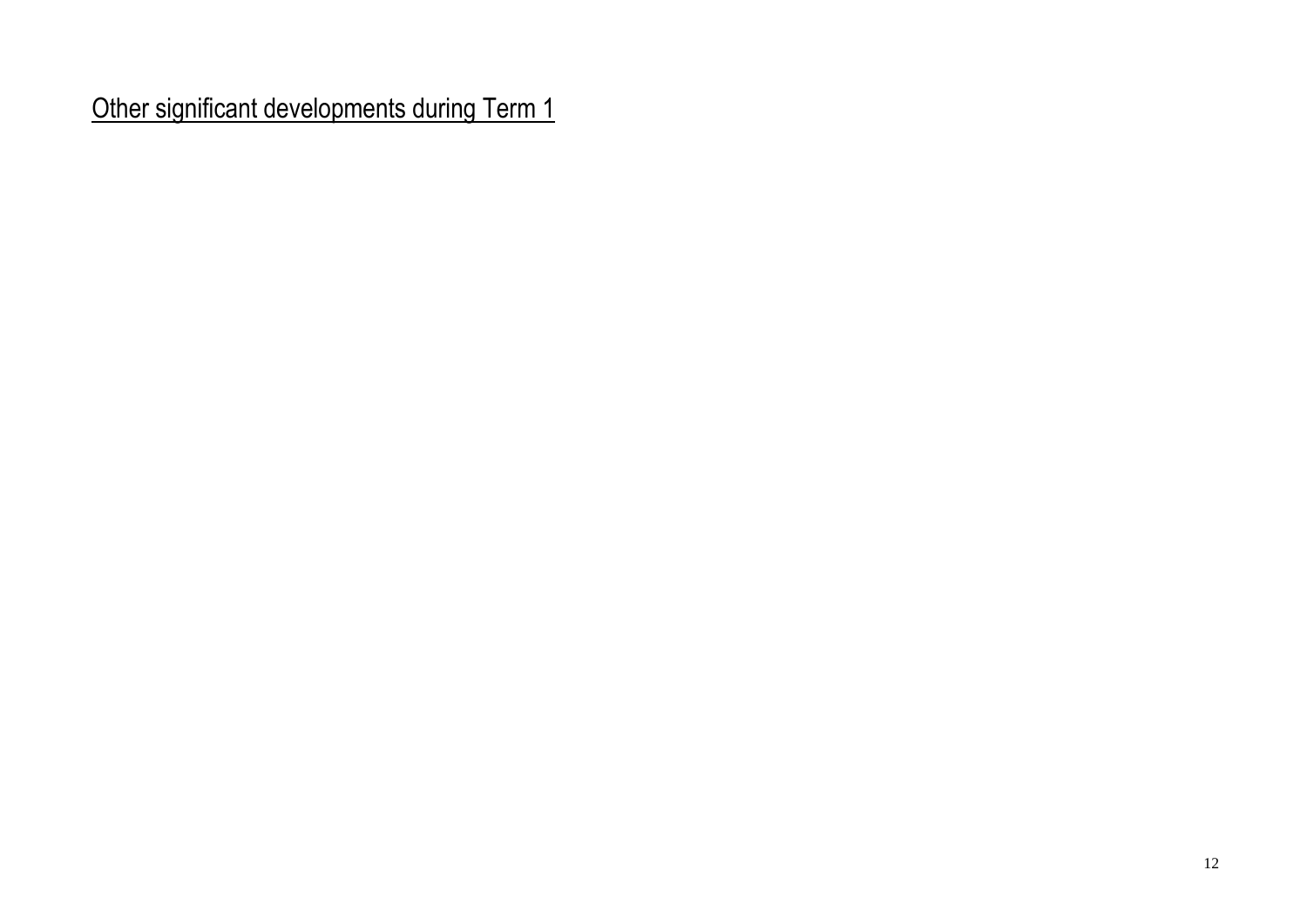Other significant developments during Term 1